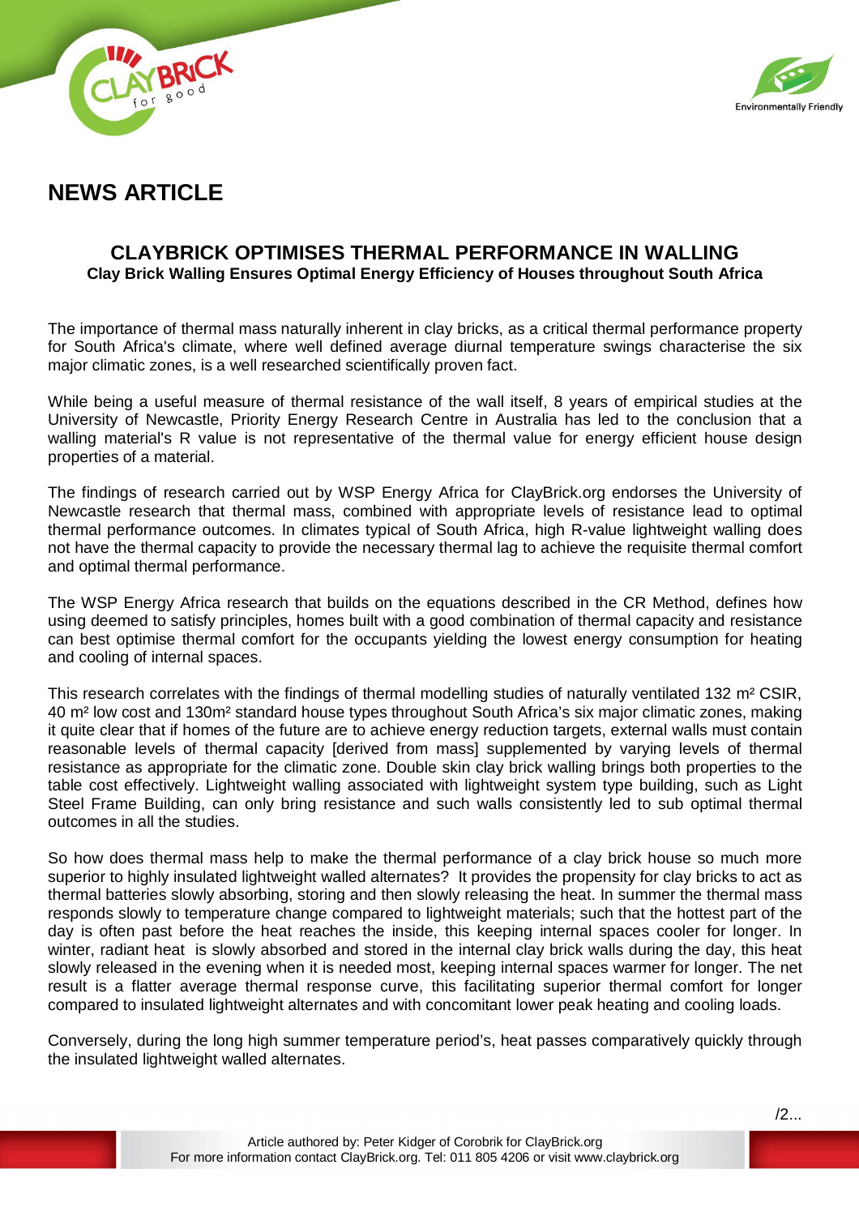# NEWS ARTICLE

## CLAYBRICK OPTIMISES THERMAL PERFORMANCE IN WALLING

**Clay Brick Walling Ensures Optimal Energy Efficiency of Houses throughout South Africa**

The importance of thermal mass naturally inherent in clay bricks, as a critical thermal performance property for South Africa's climate, where well defined average diurnal temperature swings characterise the six major climatic zones, is a well researched scientifically proven fact.

While being a useful measure of thermal resistance of the wall itself, 8 years of empirical studies at the University of Newcastle, Priority Energy Research Centre in Australia has led to the conclusion that a walling material's R value is not representative of the thermal value for energy efficient house design properties of a material.

The findings of research carried out by WSP Energy Africa for ClayBrick.org endorses the University of Newcastle research that thermal mass, combined with appropriate levels of resistance lead to optimal thermal performance outcomes. In climates typical of South Africa, high R-value lightweight walling does not have the thermal capacity to provide the necessary thermal lag to achieve the requisite thermal comfort and optimal thermal performance.

The WSP Energy Africa research that builds on the equations described in the CR Method, defines how using deemed to satisfy principles, homes built with a good combination of thermal capacity and resistance can best optimise thermal comfort for the occupants yielding the lowest energy consumption for heating and cooling of internal spaces.

This research correlates with the findings of thermal modelling studies of naturally ventilated 132 m² CSIR, 40 m² low cost and 130m² standard house types throughout South Africa's six major climatic zones, making it quite clear that if homes of the future are to achieve energy reduction targets, external walls must contain reasonable levels of thermal capacity [derived from mass] supplemented by varying levels of thermal resistance as appropriate for the climatic zone. Double skin clay brick walling brings both properties to the table cost effectively. Lightweight walling associated with lightweight system type building, such as Light Steel Frame Building, can only bring resistance and such walls consistently led to sub optimal thermal outcomes in all the studies.

So how does thermal mass help to make the thermal performance of a clay brick house so much more superior to highly insulated lightweight walled alternates? It provides the propensity for clay bricks to act as thermal batteries slowly absorbing, storing and then slowly releasing the heat. In summer the thermal mass responds slowly to temperature change compared to lightweight materials; such that the hottest part of the day is often past before the heat reaches the inside, this keeping internal spaces cooler for longer. In winter, radiant heat is slowly absorbed and stored in the internal clay brick walls during the day, this heat slowly released in the evening when it is needed most, keeping internal spaces warmer for longer. The net result is a flatter average thermal response curve, this facilitating superior thermal comfort for longer compared to insulated lightweight alternates and with concomitant lower peak heating and cooling loads.

Conversely, during the long high summer temperature period's, heat passes comparatively quickly through the insulated lightweight walled alternates.

Article authored by: Peter Kidger of Corobrik for ClayBrick.org
For more information contact ClayBrick.org. Tel: 011 805 4206 or visit www.claybrick.org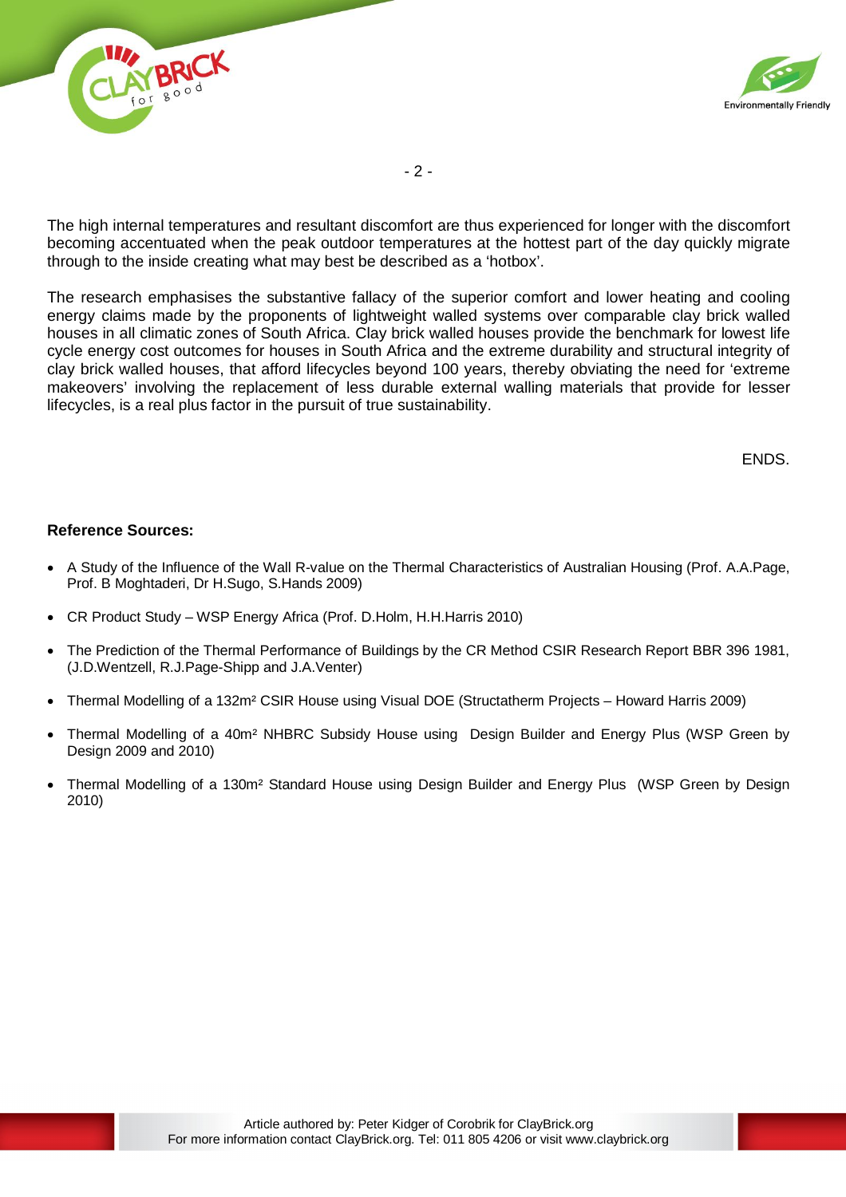The high internal temperatures and resultant discomfort are thus experienced for longer with the discomfort becoming accentuated when the peak outdoor temperatures at the hottest part of the day quickly migrate through to the inside creating what may best be described as a 'hotbox'.

The research emphasises the substantive fallacy of the superior comfort and lower heating and cooling energy claims made by the proponents of lightweight walled systems over comparable clay brick walled houses in all climatic zones of South Africa. Clay brick walled houses provide the benchmark for lowest life cycle energy cost outcomes for houses in South Africa and the extreme durability and structural integrity of clay brick walled houses, that afford lifecycles beyond 100 years, thereby obviating the need for 'extreme makeovers' involving the replacement of less durable external walling materials that provide for lesser lifecycles, is a real plus factor in the pursuit of true sustainability.

ENDS.

**Reference Sources:**

- A Study of the Influence of the Wall R-value on the Thermal Characteristics of Australian Housing (Prof. A.A.Page, Prof. B Moghtaderi, Dr H.Sugo, S.Hands 2009)
- CR Product Study – WSP Energy Africa (Prof. D.Holm, H.H.Harris 2010)
- The Prediction of the Thermal Performance of Buildings by the CR Method CSIR Research Report BBR 396 1981, (J.D.Wentzell, R.J.Page-Shipp and J.A.Venter)
- Thermal Modelling of a 132m² CSIR House using Visual DOE (Structatherm Projects – Howard Harris 2009)
- Thermal Modelling of a 40m² NHBRC Subsidy House using Design Builder and Energy Plus (WSP Green by Design 2009 and 2010)
- Thermal Modelling of a 130m² Standard House using Design Builder and Energy Plus (WSP Green by Design 2010)

Article authored by: Peter Kidger of Corobrik for ClayBrick.org
For more information contact ClayBrick.org. Tel: 011 805 4206 or visit www.claybrick.org